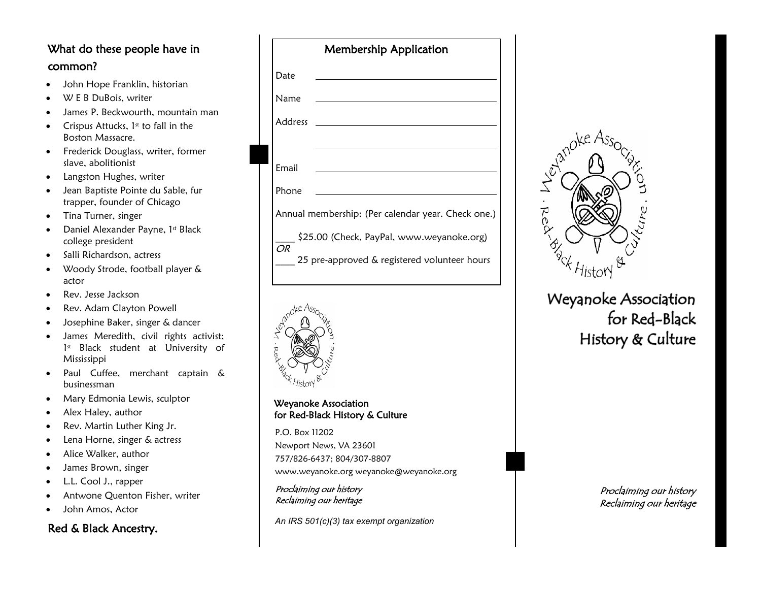## What do these people have in common?

- John Hope Franklin, historian
- W E B DuBois, writer
- James P. Beckwourth, mountain man
- Crispus Attucks, 1st to fall in the Boston Massacre.
- Frederick Douglass, writer, former slave, abolitionist
- Langston Hughes, writer
- Jean Baptiste Pointe du Sable, fur trapper, founder of Chicago
- Tina Turner, singer
- Daniel Alexander Payne, 1st Black college president
- Salli Richardson, actress
- Woody Strode, football player & actor
- Rev. Jesse Jackson
- Rev. Adam Clayton Powell
- Josephine Baker, singer & dancer
- James Meredith, civil rights activist; 1st Black student at University of Mississippi
- Paul Cuffee, merchant captain & businessman
- Mary Edmonia Lewis, sculptor
- Alex Haley, author
- Rev. Martin Luther King Jr.
- Lena Horne, singer & actress
- Alice Walker, author
- James Brown, singer
- L.L. Cool J., rapper
- Antwone Quenton Fisher, writer
- John Amos, Actor

## Red & Black Ancestry.

## Membership Application

Date ______________________________

Name ______________________________

Address ______________________________

______________________________

Email ______________________________

Phone ______________________________

Annual membership: (Per calendar year. Check one.)

____ $25.00 (Check, PayPal, www.weyanoke.org)
*OR*
____ 25 pre-approved & registered volunteer hours

Weyanoke Association · Red-Black History & Culture ·

**Weyanoke Association for Red-Black History & Culture**

P.O. Box 11202
Newport News, VA 23601
757/826-6437; 804/307-8807
www.weyanoke.org weyanoke@weyanoke.org

*Proclaiming our history*
*Reclaiming our heritage*

*An IRS 501(c)(3) tax exempt organization*

Weyanoke Association · Red-Black History & Culture ·

# Weyanoke Association for Red-Black History & Culture

*Proclaiming our history*
*Reclaiming our heritage*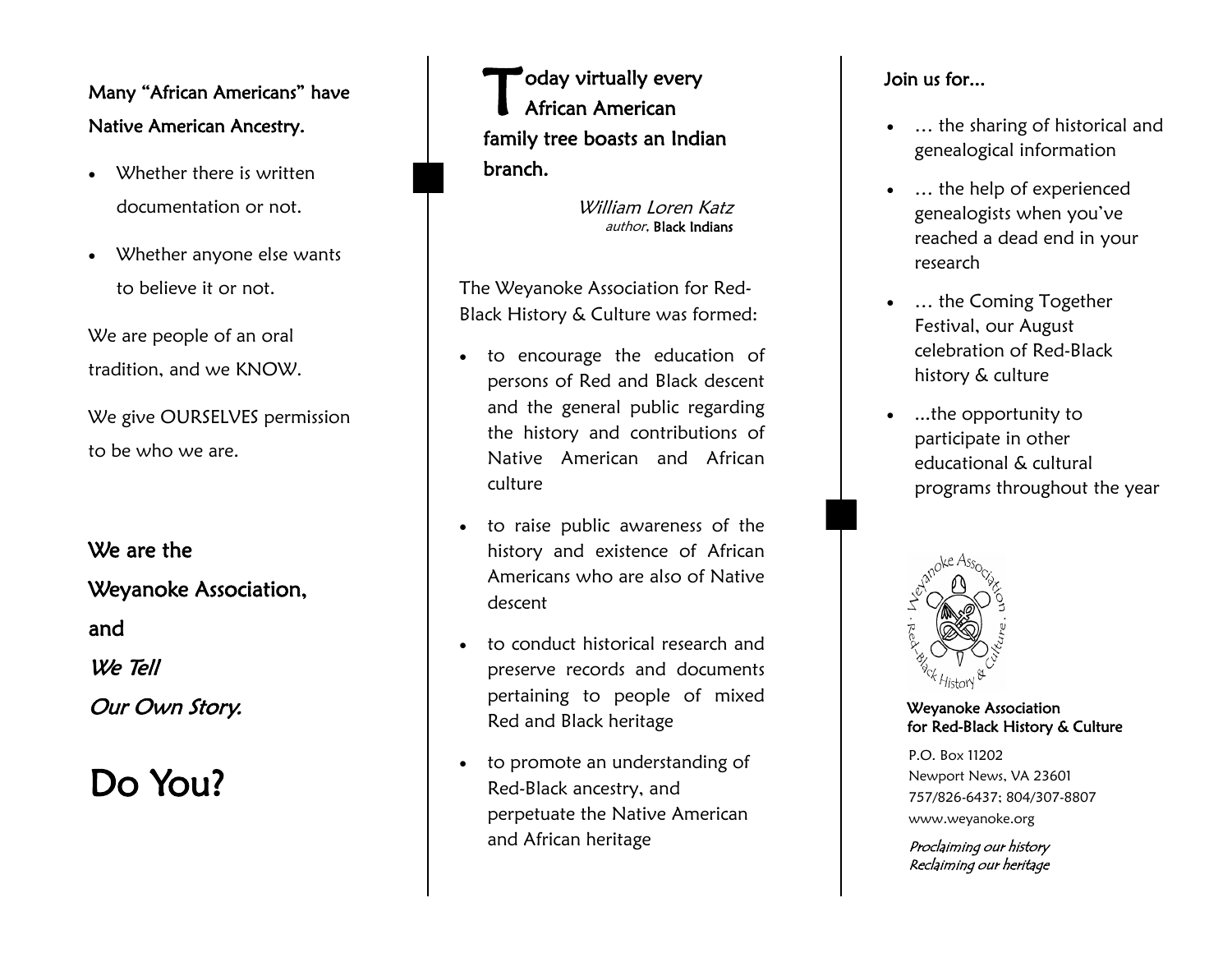**Many "African Americans" have Native American Ancestry.**

- Whether there is written documentation or not.
- Whether anyone else wants to believe it or not.

We are people of an oral tradition, and we KNOW.

We give OURSELVES permission to be who we are.

## We are the Weyanoke Association, and *We Tell Our Own Story.*

# Do You?

**Today virtually every African American family tree boasts an Indian branch.**

*William Loren Katz*
*author*, **Black Indians**

The Weyanoke Association for Red-Black History & Culture was formed:

- to encourage the education of persons of Red and Black descent and the general public regarding the history and contributions of Native American and African culture
- to raise public awareness of the history and existence of African Americans who are also of Native descent
- to conduct historical research and preserve records and documents pertaining to people of mixed Red and Black heritage
- to promote an understanding of Red-Black ancestry, and perpetuate the Native American and African heritage

**Join us for...**

- … the sharing of historical and genealogical information
- … the help of experienced genealogists when you've reached a dead end in your research
- … the Coming Together Festival, our August celebration of Red-Black history & culture
- ...the opportunity to participate in other educational & cultural programs throughout the year

**Weyanoke Association for Red-Black History & Culture**

P.O. Box 11202
Newport News, VA 23601
757/826-6437; 804/307-8807
www.weyanoke.org

*Proclaiming our history*
*Reclaiming our heritage*